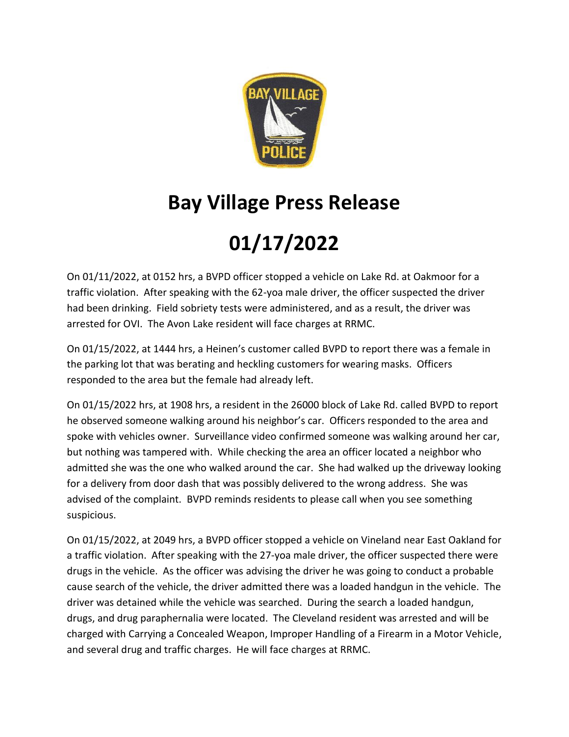# Bay Village Press Release

# 01/17/2022

On 01/11/2022, at 0152 hrs, a BVPD officer stopped a vehicle on Lake Rd. at Oakmoor for a traffic violation. After speaking with the 62-yoa male driver, the officer suspected the driver had been drinking. Field sobriety tests were administered, and as a result, the driver was arrested for OVI. The Avon Lake resident will face charges at RRMC.

On 01/15/2022, at 1444 hrs, a Heinen's customer called BVPD to report there was a female in the parking lot that was berating and heckling customers for wearing masks. Officers responded to the area but the female had already left.

On 01/15/2022 hrs, at 1908 hrs, a resident in the 26000 block of Lake Rd. called BVPD to report he observed someone walking around his neighbor's car. Officers responded to the area and spoke with vehicles owner. Surveillance video confirmed someone was walking around her car, but nothing was tampered with. While checking the area an officer located a neighbor who admitted she was the one who walked around the car. She had walked up the driveway looking for a delivery from door dash that was possibly delivered to the wrong address. She was advised of the complaint. BVPD reminds residents to please call when you see something suspicious.

On 01/15/2022, at 2049 hrs, a BVPD officer stopped a vehicle on Vineland near East Oakland for a traffic violation. After speaking with the 27-yoa male driver, the officer suspected there were drugs in the vehicle. As the officer was advising the driver he was going to conduct a probable cause search of the vehicle, the driver admitted there was a loaded handgun in the vehicle. The driver was detained while the vehicle was searched. During the search a loaded handgun, drugs, and drug paraphernalia were located. The Cleveland resident was arrested and will be charged with Carrying a Concealed Weapon, Improper Handling of a Firearm in a Motor Vehicle, and several drug and traffic charges. He will face charges at RRMC.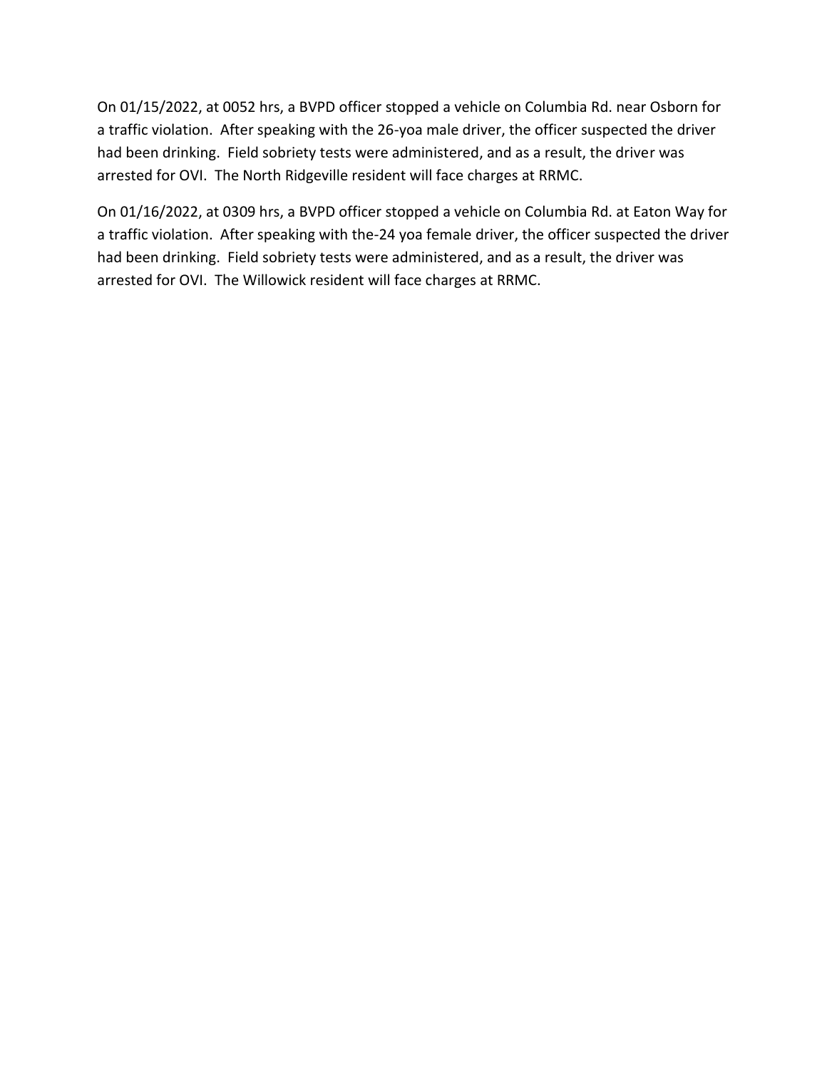On 01/15/2022, at 0052 hrs, a BVPD officer stopped a vehicle on Columbia Rd. near Osborn for a traffic violation. After speaking with the 26-yoa male driver, the officer suspected the driver had been drinking. Field sobriety tests were administered, and as a result, the driver was arrested for OVI. The North Ridgeville resident will face charges at RRMC.

On 01/16/2022, at 0309 hrs, a BVPD officer stopped a vehicle on Columbia Rd. at Eaton Way for a traffic violation. After speaking with the-24 yoa female driver, the officer suspected the driver had been drinking. Field sobriety tests were administered, and as a result, the driver was arrested for OVI. The Willowick resident will face charges at RRMC.